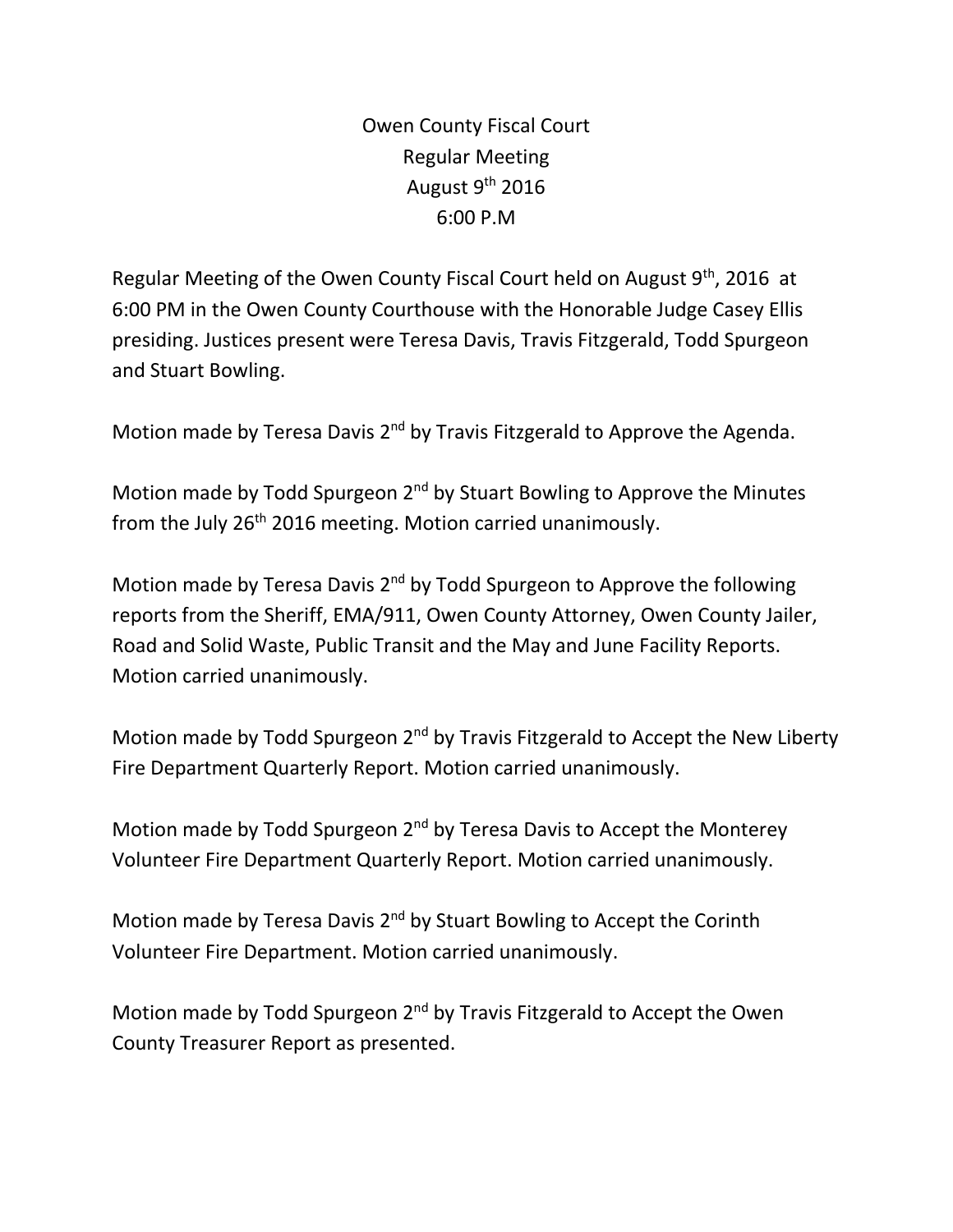# Owen County Fiscal Court
## Regular Meeting
## August 9th 2016
## 6:00 P.M

Regular Meeting of the Owen County Fiscal Court held on August 9th, 2016 at 6:00 PM in the Owen County Courthouse with the Honorable Judge Casey Ellis presiding. Justices present were Teresa Davis, Travis Fitzgerald, Todd Spurgeon and Stuart Bowling.

Motion made by Teresa Davis 2nd by Travis Fitzgerald to Approve the Agenda.

Motion made by Todd Spurgeon 2nd by Stuart Bowling to Approve the Minutes from the July 26th 2016 meeting. Motion carried unanimously.

Motion made by Teresa Davis 2nd by Todd Spurgeon to Approve the following reports from the Sheriff, EMA/911, Owen County Attorney, Owen County Jailer, Road and Solid Waste, Public Transit and the May and June Facility Reports. Motion carried unanimously.

Motion made by Todd Spurgeon 2nd by Travis Fitzgerald to Accept the New Liberty Fire Department Quarterly Report. Motion carried unanimously.

Motion made by Todd Spurgeon 2nd by Teresa Davis to Accept the Monterey Volunteer Fire Department Quarterly Report. Motion carried unanimously.

Motion made by Teresa Davis 2nd by Stuart Bowling to Accept the Corinth Volunteer Fire Department. Motion carried unanimously.

Motion made by Todd Spurgeon 2nd by Travis Fitzgerald to Accept the Owen County Treasurer Report as presented.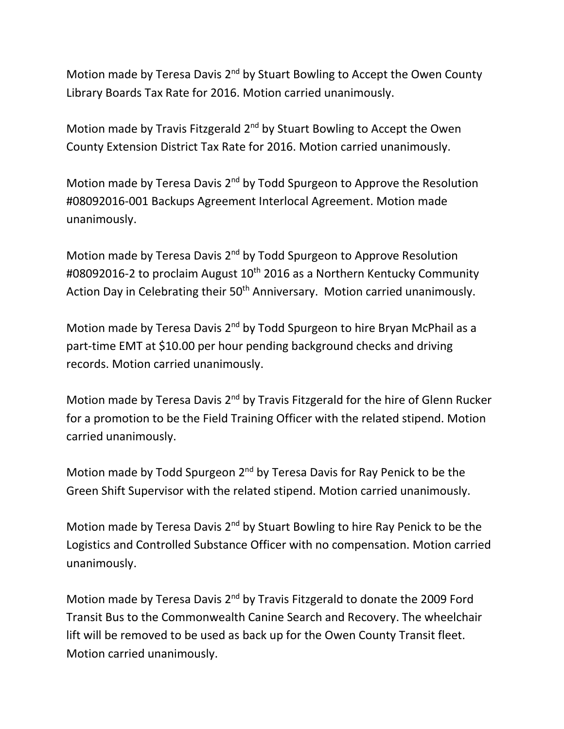Motion made by Teresa Davis 2nd by Stuart Bowling to Accept the Owen County Library Boards Tax Rate for 2016. Motion carried unanimously.

Motion made by Travis Fitzgerald 2nd by Stuart Bowling to Accept the Owen County Extension District Tax Rate for 2016. Motion carried unanimously.

Motion made by Teresa Davis 2nd by Todd Spurgeon to Approve the Resolution #08092016-001 Backups Agreement Interlocal Agreement. Motion made unanimously.

Motion made by Teresa Davis 2nd by Todd Spurgeon to Approve Resolution #08092016-2 to proclaim August 10th 2016 as a Northern Kentucky Community Action Day in Celebrating their 50th Anniversary. Motion carried unanimously.

Motion made by Teresa Davis 2nd by Todd Spurgeon to hire Bryan McPhail as a part-time EMT at $10.00 per hour pending background checks and driving records. Motion carried unanimously.

Motion made by Teresa Davis 2nd by Travis Fitzgerald for the hire of Glenn Rucker for a promotion to be the Field Training Officer with the related stipend. Motion carried unanimously.

Motion made by Todd Spurgeon 2nd by Teresa Davis for Ray Penick to be the Green Shift Supervisor with the related stipend. Motion carried unanimously.

Motion made by Teresa Davis 2nd by Stuart Bowling to hire Ray Penick to be the Logistics and Controlled Substance Officer with no compensation. Motion carried unanimously.

Motion made by Teresa Davis 2nd by Travis Fitzgerald to donate the 2009 Ford Transit Bus to the Commonwealth Canine Search and Recovery. The wheelchair lift will be removed to be used as back up for the Owen County Transit fleet. Motion carried unanimously.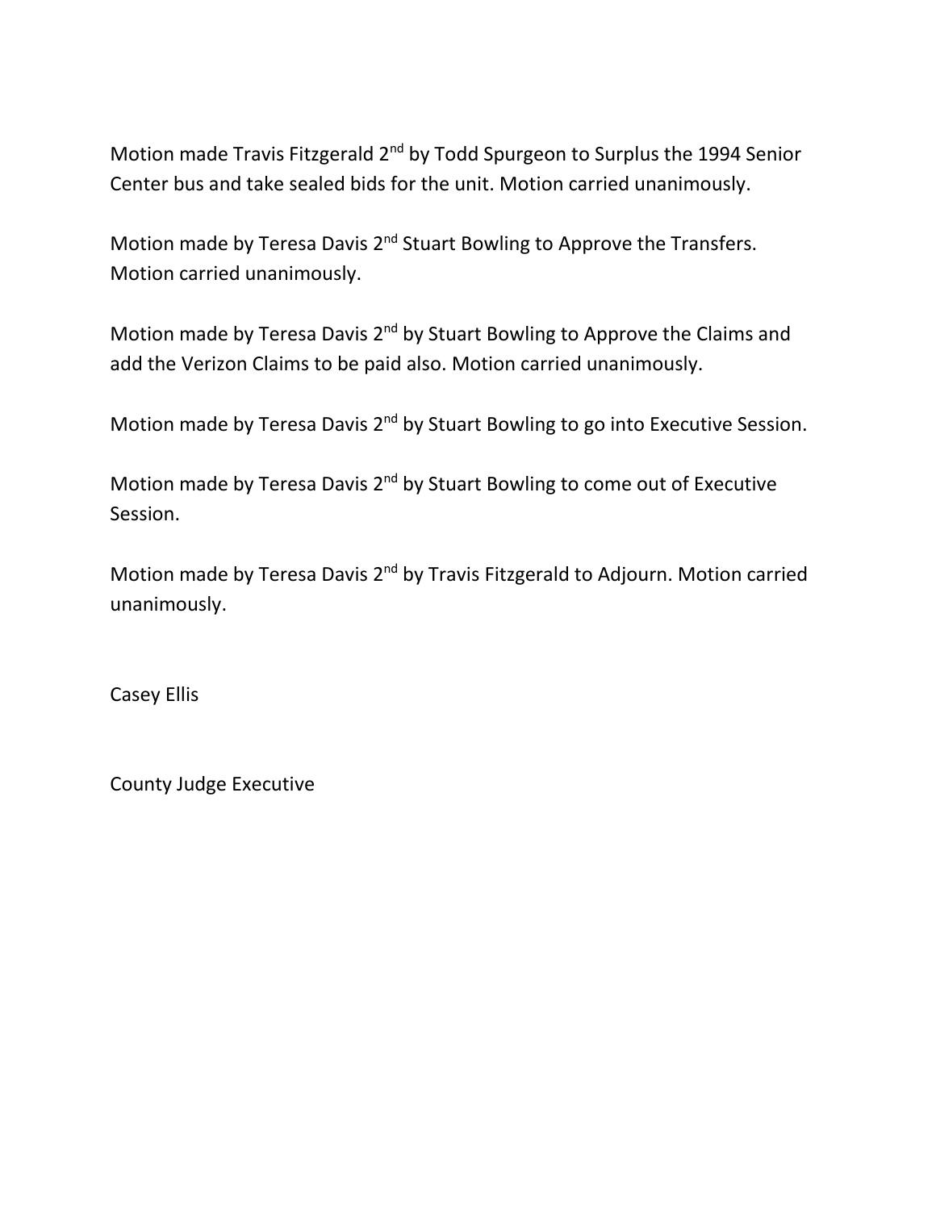Motion made Travis Fitzgerald 2nd by Todd Spurgeon to Surplus the 1994 Senior Center bus and take sealed bids for the unit. Motion carried unanimously.

Motion made by Teresa Davis 2nd Stuart Bowling to Approve the Transfers. Motion carried unanimously.

Motion made by Teresa Davis 2nd by Stuart Bowling to Approve the Claims and add the Verizon Claims to be paid also. Motion carried unanimously.

Motion made by Teresa Davis 2nd by Stuart Bowling to go into Executive Session.

Motion made by Teresa Davis 2nd by Stuart Bowling to come out of Executive Session.

Motion made by Teresa Davis 2nd by Travis Fitzgerald to Adjourn. Motion carried unanimously.

Casey Ellis

County Judge Executive